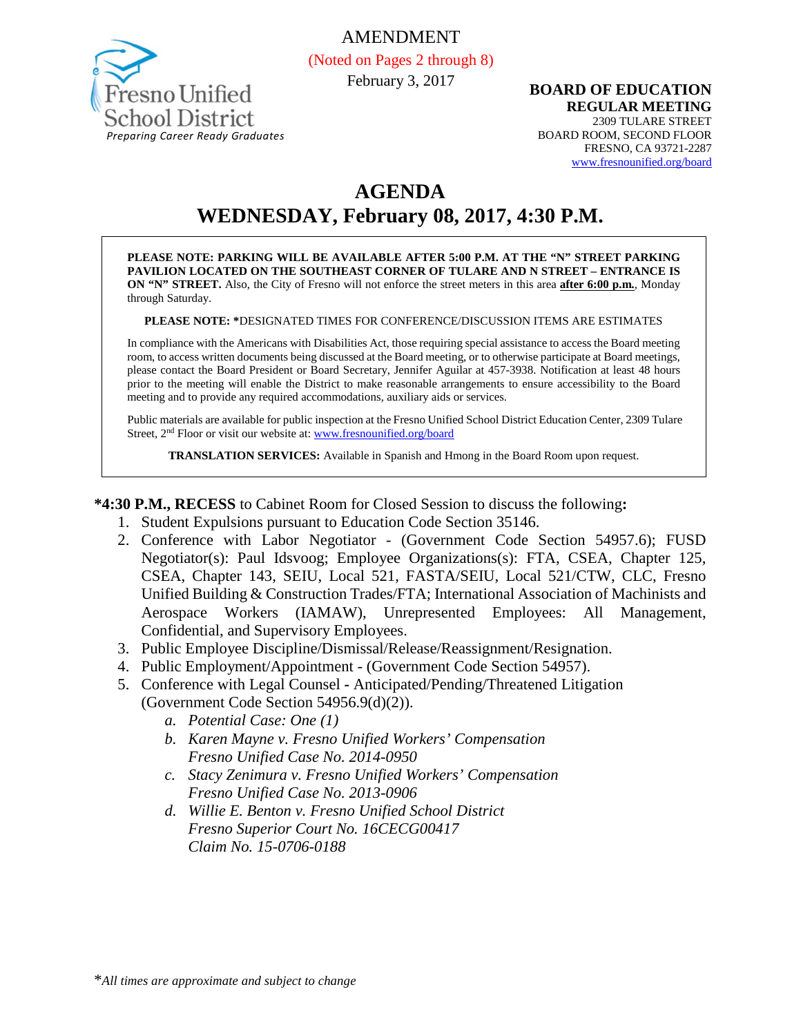Fresno Unified School District
*Preparing Career Ready Graduates*

AMENDMENT
(Noted on Pages 2 through 8)
February 3, 2017

**BOARD OF EDUCATION**
**REGULAR MEETING**
2309 TULARE STREET
BOARD ROOM, SECOND FLOOR
FRESNO, CA 93721-2287
www.fresnounified.org/board

# AGENDA
## WEDNESDAY, February 08, 2017, 4:30 P.M.

**PLEASE NOTE: PARKING WILL BE AVAILABLE AFTER 5:00 P.M. AT THE "N" STREET PARKING PAVILION LOCATED ON THE SOUTHEAST CORNER OF TULARE AND N STREET – ENTRANCE IS ON "N" STREET.** Also, the City of Fresno will not enforce the street meters in this area **after 6:00 p.m.**, Monday through Saturday.

**PLEASE NOTE: ***DESIGNATED TIMES FOR CONFERENCE/DISCUSSION ITEMS ARE ESTIMATES

In compliance with the Americans with Disabilities Act, those requiring special assistance to access the Board meeting room, to access written documents being discussed at the Board meeting, or to otherwise participate at Board meetings, please contact the Board President or Board Secretary, Jennifer Aguilar at 457-3938. Notification at least 48 hours prior to the meeting will enable the District to make reasonable arrangements to ensure accessibility to the Board meeting and to provide any required accommodations, auxiliary aids or services.

Public materials are available for public inspection at the Fresno Unified School District Education Center, 2309 Tulare Street, 2nd Floor or visit our website at: www.fresnounified.org/board

**TRANSLATION SERVICES:** Available in Spanish and Hmong in the Board Room upon request.

**\*4:30 P.M., RECESS** to Cabinet Room for Closed Session to discuss the following**:**

1. Student Expulsions pursuant to Education Code Section 35146.
2. Conference with Labor Negotiator - (Government Code Section 54957.6); FUSD Negotiator(s): Paul Idsvoog; Employee Organizations(s): FTA, CSEA, Chapter 125, CSEA, Chapter 143, SEIU, Local 521, FASTA/SEIU, Local 521/CTW, CLC, Fresno Unified Building & Construction Trades/FTA; International Association of Machinists and Aerospace Workers (IAMAW), Unrepresented Employees: All Management, Confidential, and Supervisory Employees.
3. Public Employee Discipline/Dismissal/Release/Reassignment/Resignation.
4. Public Employment/Appointment - (Government Code Section 54957).
5. Conference with Legal Counsel - Anticipated/Pending/Threatened Litigation (Government Code Section 54956.9(d)(2)).
   a. *Potential Case: One (1)*
   b. *Karen Mayne v. Fresno Unified Workers' Compensation*
      *Fresno Unified Case No. 2014-0950*
   c. *Stacy Zenimura v. Fresno Unified Workers' Compensation*
      *Fresno Unified Case No. 2013-0906*
   d. *Willie E. Benton v. Fresno Unified School District*
      *Fresno Superior Court No. 16CECG00417*
      *Claim No. 15-0706-0188*

*\*All times are approximate and subject to change*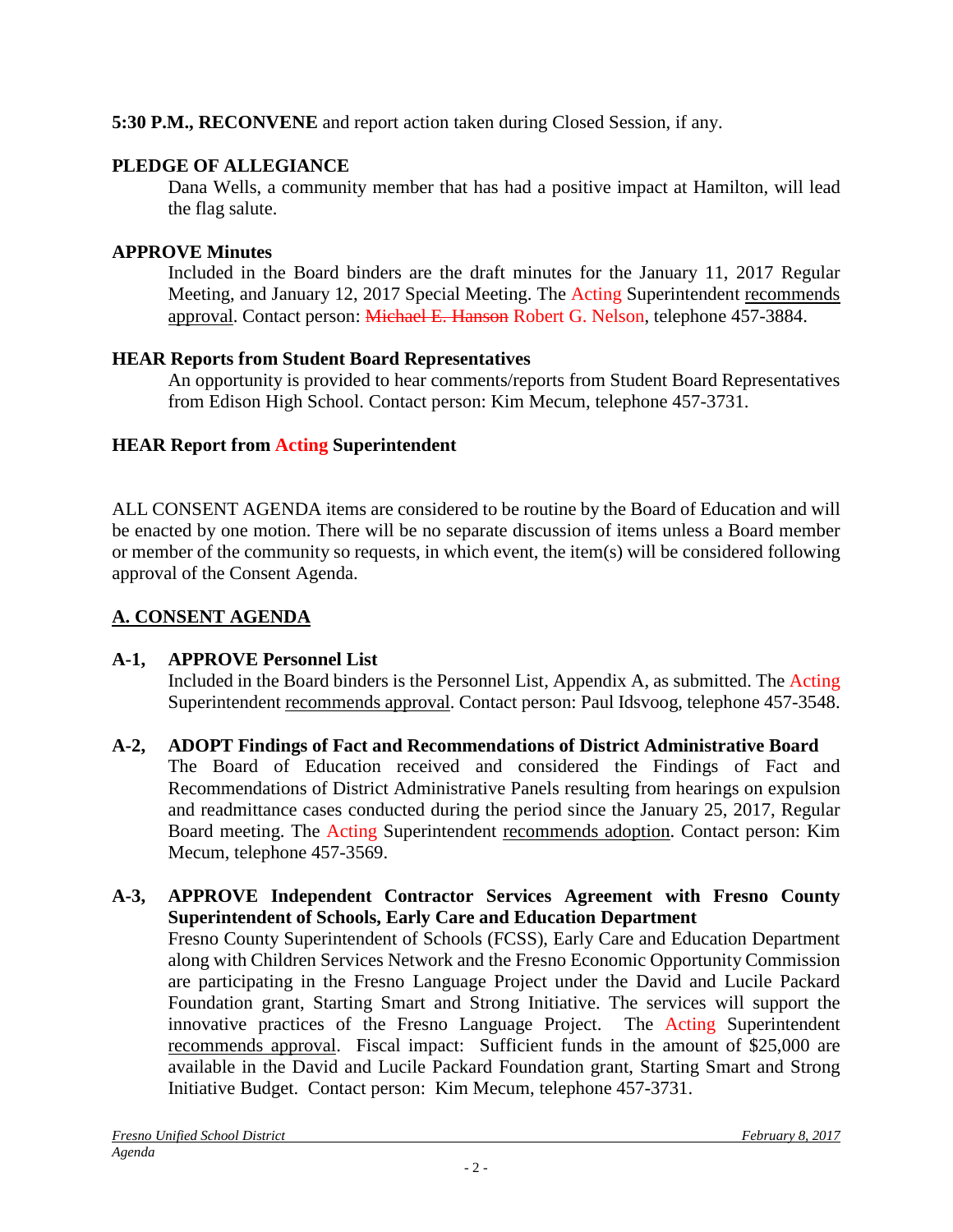**5:30 P.M., RECONVENE** and report action taken during Closed Session, if any.

**PLEDGE OF ALLEGIANCE**

Dana Wells, a community member that has had a positive impact at Hamilton, will lead the flag salute.

**APPROVE Minutes**

Included in the Board binders are the draft minutes for the January 11, 2017 Regular Meeting, and January 12, 2017 Special Meeting. The Acting Superintendent recommends approval. Contact person: ~~Michael E. Hanson~~ Robert G. Nelson, telephone 457-3884.

**HEAR Reports from Student Board Representatives**

An opportunity is provided to hear comments/reports from Student Board Representatives from Edison High School. Contact person: Kim Mecum, telephone 457-3731.

**HEAR Report from Acting Superintendent**

ALL CONSENT AGENDA items are considered to be routine by the Board of Education and will be enacted by one motion. There will be no separate discussion of items unless a Board member or member of the community so requests, in which event, the item(s) will be considered following approval of the Consent Agenda.

## A. CONSENT AGENDA

**A-1, APPROVE Personnel List**

Included in the Board binders is the Personnel List, Appendix A, as submitted. The Acting Superintendent recommends approval. Contact person: Paul Idsvoog, telephone 457-3548.

**A-2, ADOPT Findings of Fact and Recommendations of District Administrative Board**

The Board of Education received and considered the Findings of Fact and Recommendations of District Administrative Panels resulting from hearings on expulsion and readmittance cases conducted during the period since the January 25, 2017, Regular Board meeting. The Acting Superintendent recommends adoption. Contact person: Kim Mecum, telephone 457-3569.

**A-3, APPROVE Independent Contractor Services Agreement with Fresno County Superintendent of Schools, Early Care and Education Department**

Fresno County Superintendent of Schools (FCSS), Early Care and Education Department along with Children Services Network and the Fresno Economic Opportunity Commission are participating in the Fresno Language Project under the David and Lucile Packard Foundation grant, Starting Smart and Strong Initiative. The services will support the innovative practices of the Fresno Language Project. The Acting Superintendent recommends approval. Fiscal impact: Sufficient funds in the amount of $25,000 are available in the David and Lucile Packard Foundation grant, Starting Smart and Strong Initiative Budget. Contact person: Kim Mecum, telephone 457-3731.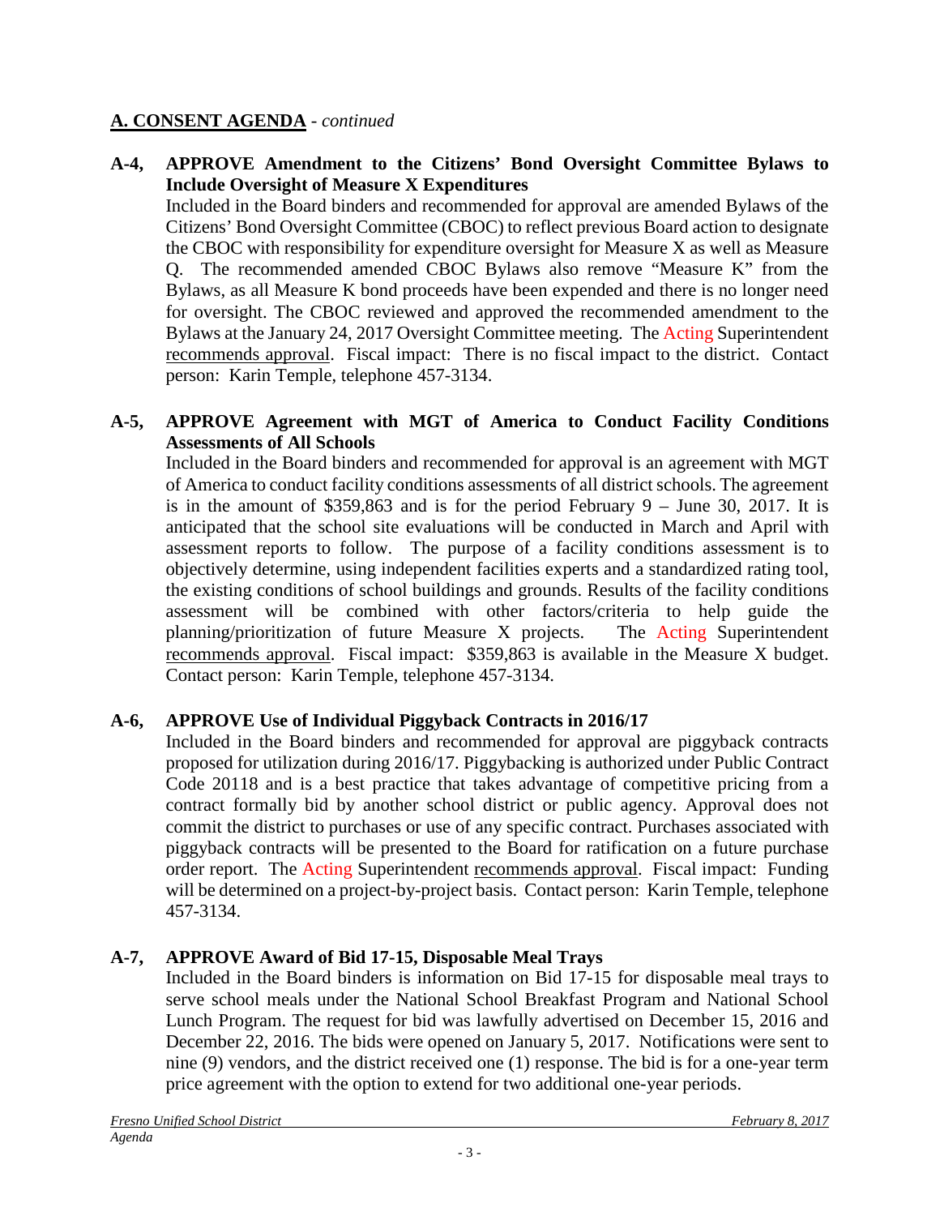## A. CONSENT AGENDA - *continued*

**A-4, APPROVE Amendment to the Citizens' Bond Oversight Committee Bylaws to Include Oversight of Measure X Expenditures**

Included in the Board binders and recommended for approval are amended Bylaws of the Citizens' Bond Oversight Committee (CBOC) to reflect previous Board action to designate the CBOC with responsibility for expenditure oversight for Measure X as well as Measure Q. The recommended amended CBOC Bylaws also remove "Measure K" from the Bylaws, as all Measure K bond proceeds have been expended and there is no longer need for oversight. The CBOC reviewed and approved the recommended amendment to the Bylaws at the January 24, 2017 Oversight Committee meeting. The Acting Superintendent recommends approval. Fiscal impact: There is no fiscal impact to the district. Contact person: Karin Temple, telephone 457-3134.

**A-5, APPROVE Agreement with MGT of America to Conduct Facility Conditions Assessments of All Schools**

Included in the Board binders and recommended for approval is an agreement with MGT of America to conduct facility conditions assessments of all district schools. The agreement is in the amount of $359,863 and is for the period February 9 – June 30, 2017. It is anticipated that the school site evaluations will be conducted in March and April with assessment reports to follow. The purpose of a facility conditions assessment is to objectively determine, using independent facilities experts and a standardized rating tool, the existing conditions of school buildings and grounds. Results of the facility conditions assessment will be combined with other factors/criteria to help guide the planning/prioritization of future Measure X projects. The Acting Superintendent recommends approval. Fiscal impact: $359,863 is available in the Measure X budget. Contact person: Karin Temple, telephone 457-3134.

**A-6, APPROVE Use of Individual Piggyback Contracts in 2016/17**

Included in the Board binders and recommended for approval are piggyback contracts proposed for utilization during 2016/17. Piggybacking is authorized under Public Contract Code 20118 and is a best practice that takes advantage of competitive pricing from a contract formally bid by another school district or public agency. Approval does not commit the district to purchases or use of any specific contract. Purchases associated with piggyback contracts will be presented to the Board for ratification on a future purchase order report. The Acting Superintendent recommends approval. Fiscal impact: Funding will be determined on a project-by-project basis. Contact person: Karin Temple, telephone 457-3134.

**A-7, APPROVE Award of Bid 17-15, Disposable Meal Trays**

Included in the Board binders is information on Bid 17-15 for disposable meal trays to serve school meals under the National School Breakfast Program and National School Lunch Program. The request for bid was lawfully advertised on December 15, 2016 and December 22, 2016. The bids were opened on January 5, 2017. Notifications were sent to nine (9) vendors, and the district received one (1) response. The bid is for a one-year term price agreement with the option to extend for two additional one-year periods.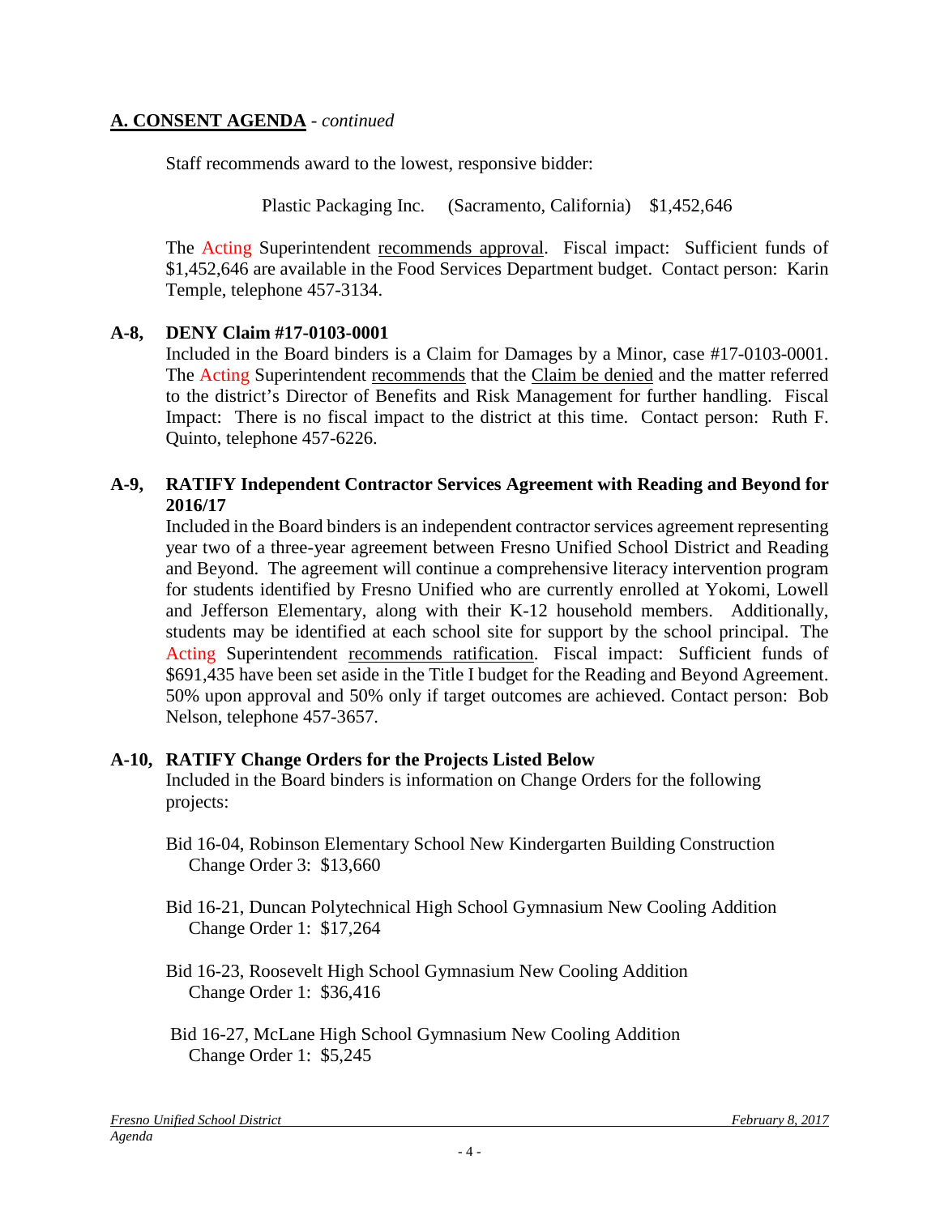## **A. CONSENT AGENDA** - *continued*

Staff recommends award to the lowest, responsive bidder:

Plastic Packaging Inc. (Sacramento, California) $1,452,646

The Acting Superintendent recommends approval. Fiscal impact: Sufficient funds of $1,452,646 are available in the Food Services Department budget. Contact person: Karin Temple, telephone 457-3134.

**A-8, DENY Claim #17-0103-0001**

Included in the Board binders is a Claim for Damages by a Minor, case #17-0103-0001. The Acting Superintendent recommends that the Claim be denied and the matter referred to the district's Director of Benefits and Risk Management for further handling. Fiscal Impact: There is no fiscal impact to the district at this time. Contact person: Ruth F. Quinto, telephone 457-6226.

**A-9, RATIFY Independent Contractor Services Agreement with Reading and Beyond for 2016/17**

Included in the Board binders is an independent contractor services agreement representing year two of a three-year agreement between Fresno Unified School District and Reading and Beyond. The agreement will continue a comprehensive literacy intervention program for students identified by Fresno Unified who are currently enrolled at Yokomi, Lowell and Jefferson Elementary, along with their K-12 household members. Additionally, students may be identified at each school site for support by the school principal. The Acting Superintendent recommends ratification. Fiscal impact: Sufficient funds of $691,435 have been set aside in the Title I budget for the Reading and Beyond Agreement. 50% upon approval and 50% only if target outcomes are achieved. Contact person: Bob Nelson, telephone 457-3657.

**A-10, RATIFY Change Orders for the Projects Listed Below**

Included in the Board binders is information on Change Orders for the following projects:

Bid 16-04, Robinson Elementary School New Kindergarten Building Construction
Change Order 3: $13,660

Bid 16-21, Duncan Polytechnical High School Gymnasium New Cooling Addition
Change Order 1: $17,264

Bid 16-23, Roosevelt High School Gymnasium New Cooling Addition
Change Order 1: $36,416

Bid 16-27, McLane High School Gymnasium New Cooling Addition
Change Order 1: $5,245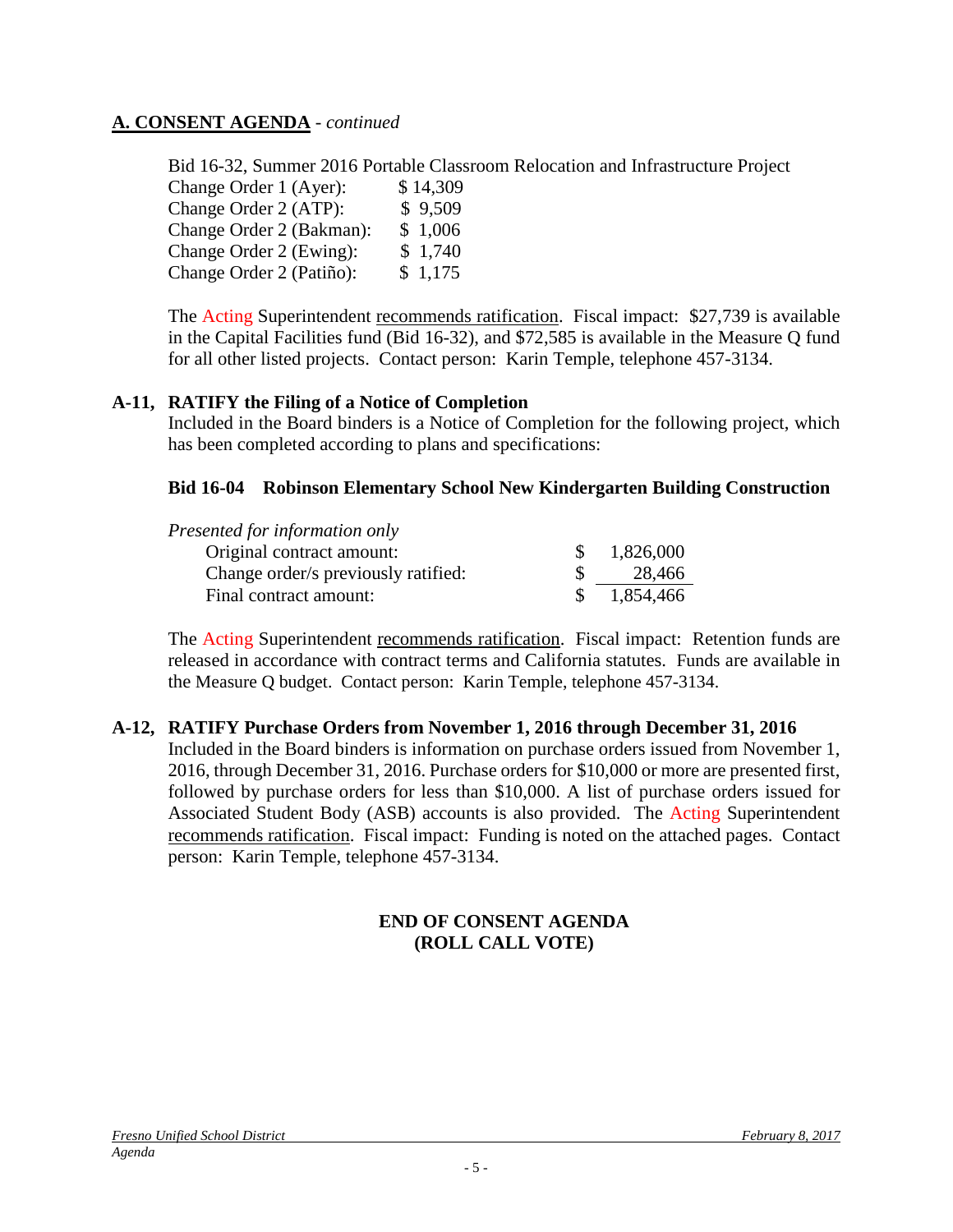## A. CONSENT AGENDA - *continued*

Bid 16-32, Summer 2016 Portable Classroom Relocation and Infrastructure Project

| | |
|---|---|
| Change Order 1 (Ayer): | $ 14,309 |
| Change Order 2 (ATP): | $ 9,509 |
| Change Order 2 (Bakman): | $ 1,006 |
| Change Order 2 (Ewing): | $ 1,740 |
| Change Order 2 (Patiño): | $ 1,175 |

The Acting Superintendent recommends ratification. Fiscal impact: $27,739 is available in the Capital Facilities fund (Bid 16-32), and $72,585 is available in the Measure Q fund for all other listed projects. Contact person: Karin Temple, telephone 457-3134.

**A-11, RATIFY the Filing of a Notice of Completion**

Included in the Board binders is a Notice of Completion for the following project, which has been completed according to plans and specifications:

**Bid 16-04 Robinson Elementary School New Kindergarten Building Construction**

*Presented for information only*

| | |
|---|---|
| Original contract amount: | $ 1,826,000 |
| Change order/s previously ratified: | $ 28,466 |
| Final contract amount: | $ 1,854,466 |

The Acting Superintendent recommends ratification. Fiscal impact: Retention funds are released in accordance with contract terms and California statutes. Funds are available in the Measure Q budget. Contact person: Karin Temple, telephone 457-3134.

**A-12, RATIFY Purchase Orders from November 1, 2016 through December 31, 2016**

Included in the Board binders is information on purchase orders issued from November 1, 2016, through December 31, 2016. Purchase orders for $10,000 or more are presented first, followed by purchase orders for less than $10,000. A list of purchase orders issued for Associated Student Body (ASB) accounts is also provided. The Acting Superintendent recommends ratification. Fiscal impact: Funding is noted on the attached pages. Contact person: Karin Temple, telephone 457-3134.

**END OF CONSENT AGENDA**
**(ROLL CALL VOTE)**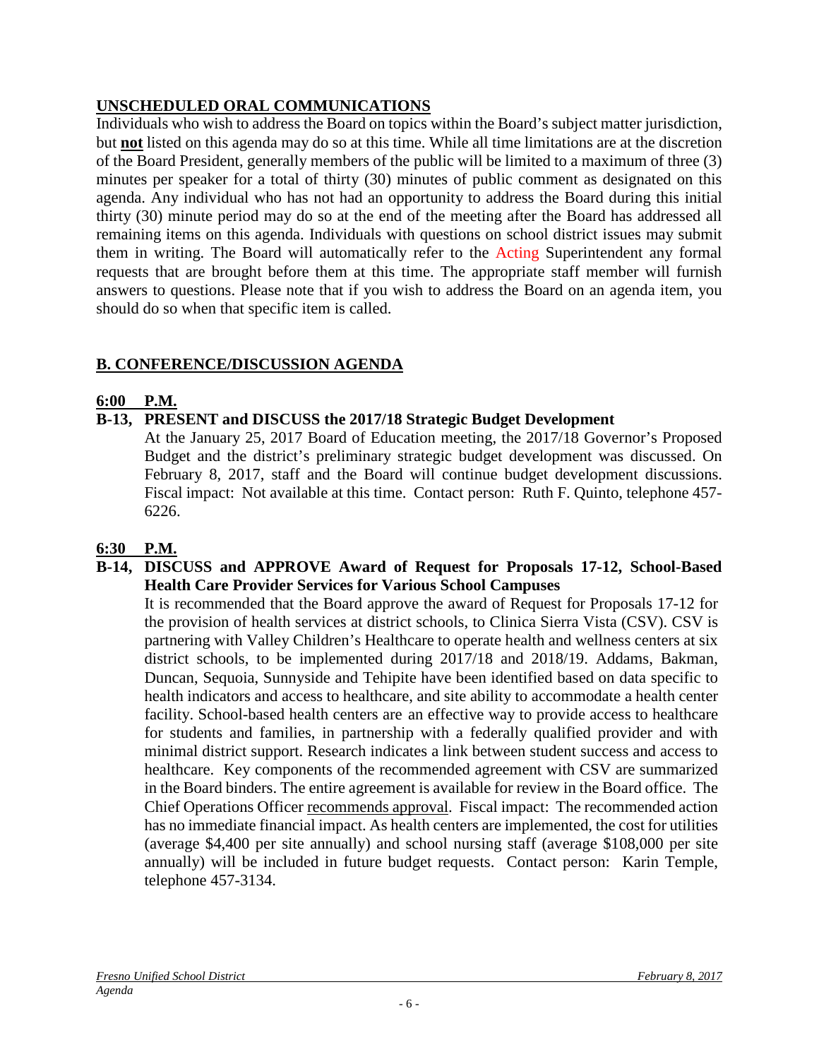## UNSCHEDULED ORAL COMMUNICATIONS

Individuals who wish to address the Board on topics within the Board's subject matter jurisdiction, but **not** listed on this agenda may do so at this time. While all time limitations are at the discretion of the Board President, generally members of the public will be limited to a maximum of three (3) minutes per speaker for a total of thirty (30) minutes of public comment as designated on this agenda. Any individual who has not had an opportunity to address the Board during this initial thirty (30) minute period may do so at the end of the meeting after the Board has addressed all remaining items on this agenda. Individuals with questions on school district issues may submit them in writing. The Board will automatically refer to the Acting Superintendent any formal requests that are brought before them at this time. The appropriate staff member will furnish answers to questions. Please note that if you wish to address the Board on an agenda item, you should do so when that specific item is called.

## B. CONFERENCE/DISCUSSION AGENDA

### 6:00 P.M.

**B-13, PRESENT and DISCUSS the 2017/18 Strategic Budget Development**

At the January 25, 2017 Board of Education meeting, the 2017/18 Governor's Proposed Budget and the district's preliminary strategic budget development was discussed. On February 8, 2017, staff and the Board will continue budget development discussions. Fiscal impact: Not available at this time. Contact person: Ruth F. Quinto, telephone 457-6226.

### 6:30 P.M.

**B-14, DISCUSS and APPROVE Award of Request for Proposals 17-12, School-Based Health Care Provider Services for Various School Campuses**

It is recommended that the Board approve the award of Request for Proposals 17-12 for the provision of health services at district schools, to Clinica Sierra Vista (CSV). CSV is partnering with Valley Children's Healthcare to operate health and wellness centers at six district schools, to be implemented during 2017/18 and 2018/19. Addams, Bakman, Duncan, Sequoia, Sunnyside and Tehipite have been identified based on data specific to health indicators and access to healthcare, and site ability to accommodate a health center facility. School-based health centers are an effective way to provide access to healthcare for students and families, in partnership with a federally qualified provider and with minimal district support. Research indicates a link between student success and access to healthcare. Key components of the recommended agreement with CSV are summarized in the Board binders. The entire agreement is available for review in the Board office. The Chief Operations Officer recommends approval. Fiscal impact: The recommended action has no immediate financial impact. As health centers are implemented, the cost for utilities (average $4,400 per site annually) and school nursing staff (average $108,000 per site annually) will be included in future budget requests. Contact person: Karin Temple, telephone 457-3134.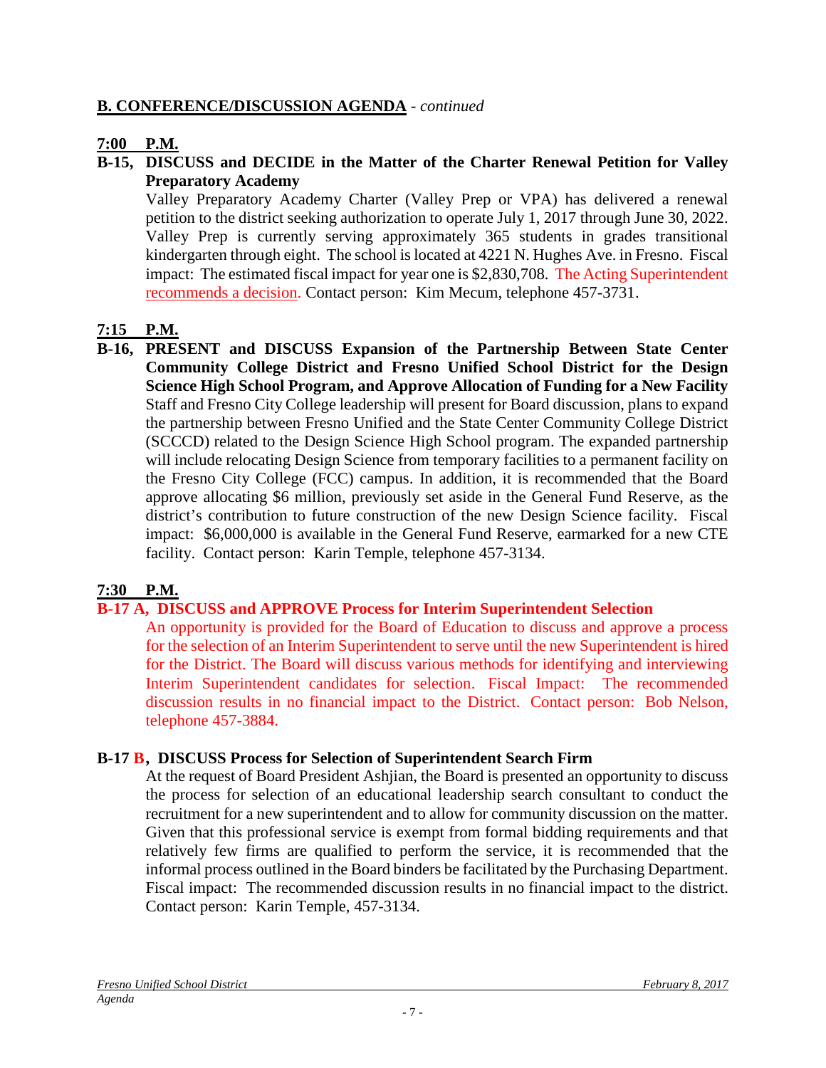## **B. CONFERENCE/DISCUSSION AGENDA** - *continued*

**7:00 P.M.**

**B-15, DISCUSS and DECIDE in the Matter of the Charter Renewal Petition for Valley Preparatory Academy**

Valley Preparatory Academy Charter (Valley Prep or VPA) has delivered a renewal petition to the district seeking authorization to operate July 1, 2017 through June 30, 2022. Valley Prep is currently serving approximately 365 students in grades transitional kindergarten through eight. The school is located at 4221 N. Hughes Ave. in Fresno. Fiscal impact: The estimated fiscal impact for year one is $2,830,708. The Acting Superintendent recommends a decision. Contact person: Kim Mecum, telephone 457-3731.

**7:15 P.M.**

**B-16, PRESENT and DISCUSS Expansion of the Partnership Between State Center Community College District and Fresno Unified School District for the Design Science High School Program, and Approve Allocation of Funding for a New Facility**

Staff and Fresno City College leadership will present for Board discussion, plans to expand the partnership between Fresno Unified and the State Center Community College District (SCCCD) related to the Design Science High School program. The expanded partnership will include relocating Design Science from temporary facilities to a permanent facility on the Fresno City College (FCC) campus. In addition, it is recommended that the Board approve allocating $6 million, previously set aside in the General Fund Reserve, as the district's contribution to future construction of the new Design Science facility. Fiscal impact: $6,000,000 is available in the General Fund Reserve, earmarked for a new CTE facility. Contact person: Karin Temple, telephone 457-3134.

**7:30 P.M.**

**B-17 A, DISCUSS and APPROVE Process for Interim Superintendent Selection**

An opportunity is provided for the Board of Education to discuss and approve a process for the selection of an Interim Superintendent to serve until the new Superintendent is hired for the District. The Board will discuss various methods for identifying and interviewing Interim Superintendent candidates for selection. Fiscal Impact: The recommended discussion results in no financial impact to the District. Contact person: Bob Nelson, telephone 457-3884.

**B-17 B, DISCUSS Process for Selection of Superintendent Search Firm**

At the request of Board President Ashjian, the Board is presented an opportunity to discuss the process for selection of an educational leadership search consultant to conduct the recruitment for a new superintendent and to allow for community discussion on the matter. Given that this professional service is exempt from formal bidding requirements and that relatively few firms are qualified to perform the service, it is recommended that the informal process outlined in the Board binders be facilitated by the Purchasing Department. Fiscal impact: The recommended discussion results in no financial impact to the district. Contact person: Karin Temple, 457-3134.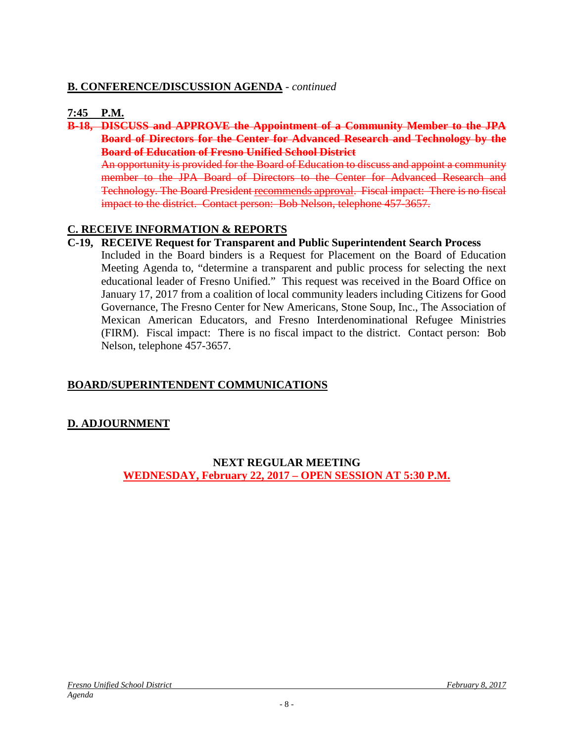## B. CONFERENCE/DISCUSSION AGENDA - *continued*

**7:45 P.M.**

~~**B-18, DISCUSS and APPROVE the Appointment of a Community Member to the JPA Board of Directors for the Center for Advanced Research and Technology by the Board of Education of Fresno Unified School District**~~

~~An opportunity is provided for the Board of Education to discuss and appoint a community member to the JPA Board of Directors to the Center for Advanced Research and Technology. The Board President recommends approval. Fiscal impact: There is no fiscal impact to the district. Contact person: Bob Nelson, telephone 457-3657.~~

## C. RECEIVE INFORMATION & REPORTS

**C-19, RECEIVE Request for Transparent and Public Superintendent Search Process**

Included in the Board binders is a Request for Placement on the Board of Education Meeting Agenda to, "determine a transparent and public process for selecting the next educational leader of Fresno Unified." This request was received in the Board Office on January 17, 2017 from a coalition of local community leaders including Citizens for Good Governance, The Fresno Center for New Americans, Stone Soup, Inc., The Association of Mexican American Educators, and Fresno Interdenominational Refugee Ministries (FIRM). Fiscal impact: There is no fiscal impact to the district. Contact person: Bob Nelson, telephone 457-3657.

## BOARD/SUPERINTENDENT COMMUNICATIONS

## D. ADJOURNMENT

**NEXT REGULAR MEETING**

**WEDNESDAY, February 22, 2017 – OPEN SESSION AT 5:30 P.M.**